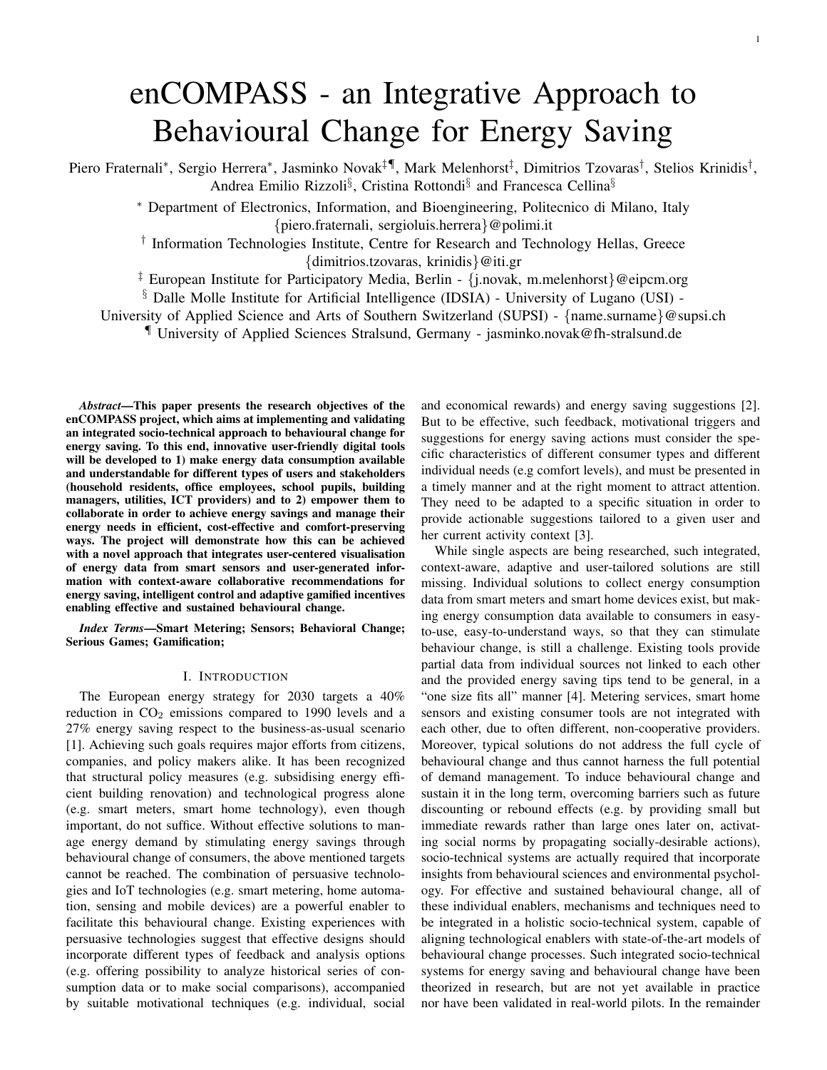# enCOMPASS - an Integrative Approach to Behavioural Change for Energy Saving

Piero Fraternali[*], Sergio Herrera[*], Jasminko Novak[‡¶], Mark Melenhorst[‡], Dimitrios Tzovaras[†], Stelios Krinidis[†], Andrea Emilio Rizzoli[§], Cristina Rottondi[§] and Francesca Cellina[§]

[*] Department of Electronics, Information, and Bioengineering, Politecnico di Milano, Italy
{piero.fraternali, sergioluis.herrera}@polimi.it

[†] Information Technologies Institute, Centre for Research and Technology Hellas, Greece
{dimitrios.tzovaras, krinidis}@iti.gr

[‡] European Institute for Participatory Media, Berlin - {j.novak, m.melenhorst}@eipcm.org

[§] Dalle Molle Institute for Artificial Intelligence (IDSIA) - University of Lugano (USI) - University of Applied Science and Arts of Southern Switzerland (SUPSI) - {name.surname}@supsi.ch

[¶] University of Applied Sciences Stralsund, Germany - jasminko.novak@fh-stralsund.de

***Abstract*—This paper presents the research objectives of the enCOMPASS project, which aims at implementing and validating an integrated socio-technical approach to behavioural change for energy saving. To this end, innovative user-friendly digital tools will be developed to 1) make energy data consumption available and understandable for different types of users and stakeholders (household residents, office employees, school pupils, building managers, utilities, ICT providers) and to 2) empower them to collaborate in order to achieve energy savings and manage their energy needs in efficient, cost-effective and comfort-preserving ways. The project will demonstrate how this can be achieved with a novel approach that integrates user-centered visualisation of energy data from smart sensors and user-generated information with context-aware collaborative recommendations for energy saving, intelligent control and adaptive gamified incentives enabling effective and sustained behavioural change.**

***Index Terms*—Smart Metering; Sensors; Behavioral Change; Serious Games; Gamification;**

## I. Introduction

The European energy strategy for 2030 targets a 40% reduction in $CO_2$ emissions compared to 1990 levels and a 27% energy saving respect to the business-as-usual scenario [1]. Achieving such goals requires major efforts from citizens, companies, and policy makers alike. It has been recognized that structural policy measures (e.g. subsidising energy efficient building renovation) and technological progress alone (e.g. smart meters, smart home technology), even though important, do not suffice. Without effective solutions to manage energy demand by stimulating energy savings through behavioural change of consumers, the above mentioned targets cannot be reached. The combination of persuasive technologies and IoT technologies (e.g. smart metering, home automation, sensing and mobile devices) are a powerful enabler to facilitate this behavioural change. Existing experiences with persuasive technologies suggest that effective designs should incorporate different types of feedback and analysis options (e.g. offering possibility to analyze historical series of consumption data or to make social comparisons), accompanied by suitable motivational techniques (e.g. individual, social and economical rewards) and energy saving suggestions [2]. But to be effective, such feedback, motivational triggers and suggestions for energy saving actions must consider the specific characteristics of different consumer types and different individual needs (e.g comfort levels), and must be presented in a timely manner and at the right moment to attract attention. They need to be adapted to a specific situation in order to provide actionable suggestions tailored to a given user and her current activity context [3].

While single aspects are being researched, such integrated, context-aware, adaptive and user-tailored solutions are still missing. Individual solutions to collect energy consumption data from smart meters and smart home devices exist, but making energy consumption data available to consumers in easy-to-use, easy-to-understand ways, so that they can stimulate behaviour change, is still a challenge. Existing tools provide partial data from individual sources not linked to each other and the provided energy saving tips tend to be general, in a "one size fits all" manner [4]. Metering services, smart home sensors and existing consumer tools are not integrated with each other, due to often different, non-cooperative providers. Moreover, typical solutions do not address the full cycle of behavioural change and thus cannot harness the full potential of demand management. To induce behavioural change and sustain it in the long term, overcoming barriers such as future discounting or rebound effects (e.g. by providing small but immediate rewards rather than large ones later on, activating social norms by propagating socially-desirable actions), socio-technical systems are actually required that incorporate insights from behavioural sciences and environmental psychology. For effective and sustained behavioural change, all of these individual enablers, mechanisms and techniques need to be integrated in a holistic socio-technical system, capable of aligning technological enablers with state-of-the-art models of behavioural change processes. Such integrated socio-technical systems for energy saving and behavioural change have been theorized in research, but are not yet available in practice nor have been validated in real-world pilots. In the remainder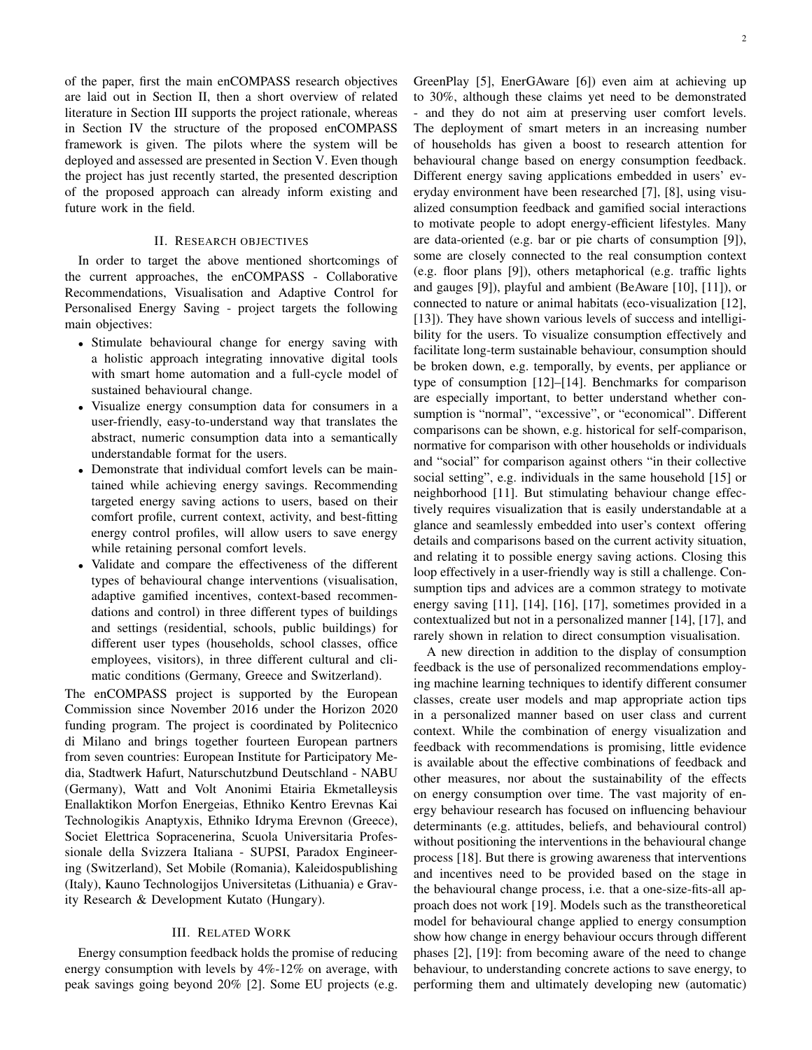of the paper, first the main enCOMPASS research objectives are laid out in Section II, then a short overview of related literature in Section III supports the project rationale, whereas in Section IV the structure of the proposed enCOMPASS framework is given. The pilots where the system will be deployed and assessed are presented in Section V. Even though the project has just recently started, the presented description of the proposed approach can already inform existing and future work in the field.

## II. Research objectives

In order to target the above mentioned shortcomings of the current approaches, the enCOMPASS - Collaborative Recommendations, Visualisation and Adaptive Control for Personalised Energy Saving - project targets the following main objectives:

- Stimulate behavioural change for energy saving with a holistic approach integrating innovative digital tools with smart home automation and a full-cycle model of sustained behavioural change.
- Visualize energy consumption data for consumers in a user-friendly, easy-to-understand way that translates the abstract, numeric consumption data into a semantically understandable format for the users.
- Demonstrate that individual comfort levels can be maintained while achieving energy savings. Recommending targeted energy saving actions to users, based on their comfort profile, current context, activity, and best-fitting energy control profiles, will allow users to save energy while retaining personal comfort levels.
- Validate and compare the effectiveness of the different types of behavioural change interventions (visualisation, adaptive gamified incentives, context-based recommendations and control) in three different types of buildings and settings (residential, schools, public buildings) for different user types (households, school classes, office employees, visitors), in three different cultural and climatic conditions (Germany, Greece and Switzerland).

The enCOMPASS project is supported by the European Commission since November 2016 under the Horizon 2020 funding program. The project is coordinated by Politecnico di Milano and brings together fourteen European partners from seven countries: European Institute for Participatory Media, Stadtwerk Hafurt, Naturschutzbund Deutschland - NABU (Germany), Watt and Volt Anonimi Etairia Ekmetalleysis Enallaktikon Morfon Energeias, Ethniko Kentro Erevnas Kai Technologikis Anaptyxis, Ethniko Idryma Erevnon (Greece), Societ Elettrica Sopracenerina, Scuola Universitaria Professionale della Svizzera Italiana - SUPSI, Paradox Engineering (Switzerland), Set Mobile (Romania), Kaleidospublishing (Italy), Kauno Technologijos Universitetas (Lithuania) e Gravity Research & Development Kutato (Hungary).

## III. Related Work

Energy consumption feedback holds the promise of reducing energy consumption with levels by 4%-12% on average, with peak savings going beyond 20% [2]. Some EU projects (e.g. GreenPlay [5], EnerGAware [6]) even aim at achieving up to 30%, although these claims yet need to be demonstrated - and they do not aim at preserving user comfort levels. The deployment of smart meters in an increasing number of households has given a boost to research attention for behavioural change based on energy consumption feedback. Different energy saving applications embedded in users' everyday environment have been researched [7], [8], using visualized consumption feedback and gamified social interactions to motivate people to adopt energy-efficient lifestyles. Many are data-oriented (e.g. bar or pie charts of consumption [9]), some are closely connected to the real consumption context (e.g. floor plans [9]), others metaphorical (e.g. traffic lights and gauges [9]), playful and ambient (BeAware [10], [11]), or connected to nature or animal habitats (eco-visualization [12], [13]). They have shown various levels of success and intelligibility for the users. To visualize consumption effectively and facilitate long-term sustainable behaviour, consumption should be broken down, e.g. temporally, by events, per appliance or type of consumption [12]–[14]. Benchmarks for comparison are especially important, to better understand whether consumption is "normal", "excessive", or "economical". Different comparisons can be shown, e.g. historical for self-comparison, normative for comparison with other households or individuals and "social" for comparison against others "in their collective social setting", e.g. individuals in the same household [15] or neighborhood [11]. But stimulating behaviour change effectively requires visualization that is easily understandable at a glance and seamlessly embedded into user's context offering details and comparisons based on the current activity situation, and relating it to possible energy saving actions. Closing this loop effectively in a user-friendly way is still a challenge. Consumption tips and advices are a common strategy to motivate energy saving [11], [14], [16], [17], sometimes provided in a contextualized but not in a personalized manner [14], [17], and rarely shown in relation to direct consumption visualisation.

A new direction in addition to the display of consumption feedback is the use of personalized recommendations employing machine learning techniques to identify different consumer classes, create user models and map appropriate action tips in a personalized manner based on user class and current context. While the combination of energy visualization and feedback with recommendations is promising, little evidence is available about the effective combinations of feedback and other measures, nor about the sustainability of the effects on energy consumption over time. The vast majority of energy behaviour research has focused on influencing behaviour determinants (e.g. attitudes, beliefs, and behavioural control) without positioning the interventions in the behavioural change process [18]. But there is growing awareness that interventions and incentives need to be provided based on the stage in the behavioural change process, i.e. that a one-size-fits-all approach does not work [19]. Models such as the transtheoretical model for behavioural change applied to energy consumption show how change in energy behaviour occurs through different phases [2], [19]: from becoming aware of the need to change behaviour, to understanding concrete actions to save energy, to performing them and ultimately developing new (automatic)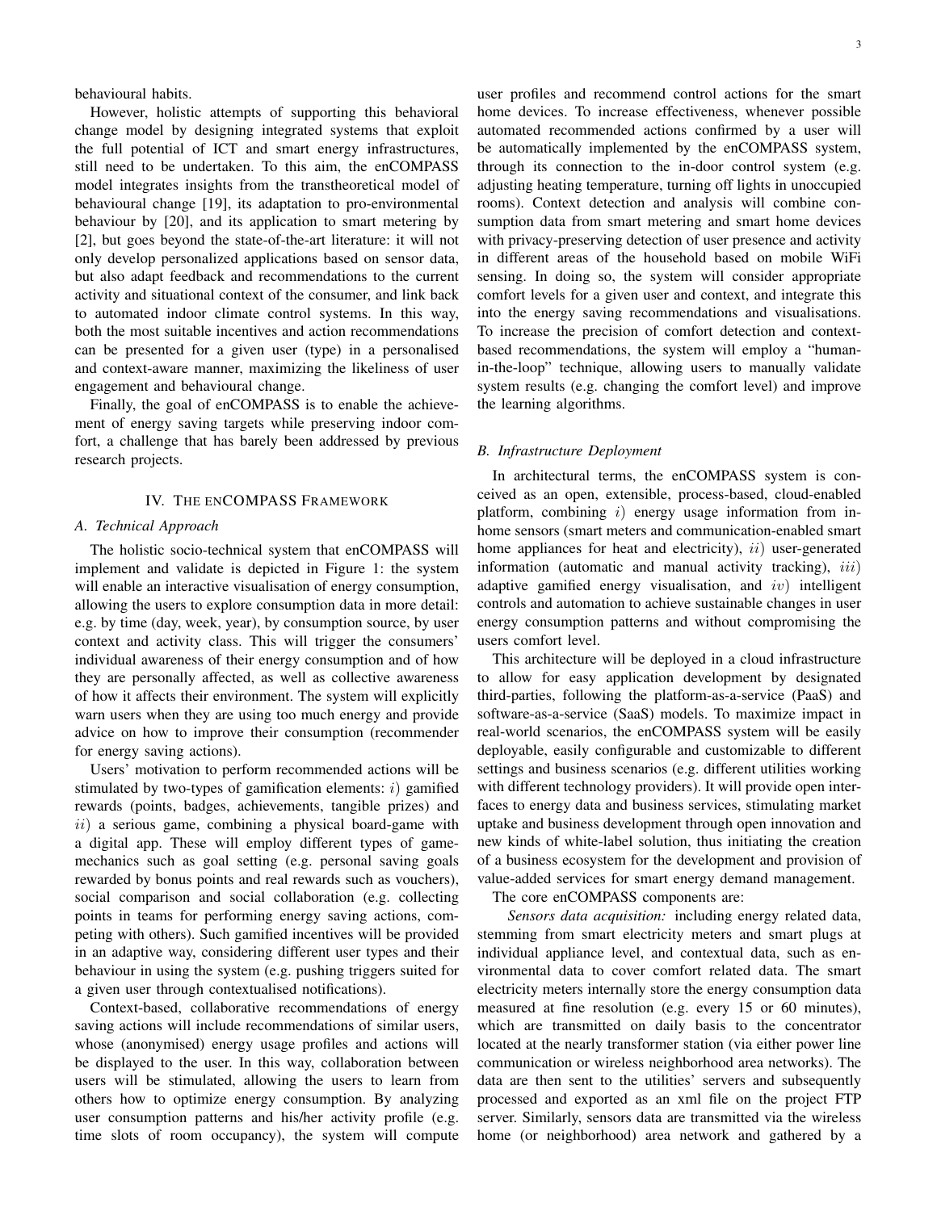behavioural habits.

However, holistic attempts of supporting this behavioral change model by designing integrated systems that exploit the full potential of ICT and smart energy infrastructures, still need to be undertaken. To this aim, the enCOMPASS model integrates insights from the transtheoretical model of behavioural change [19], its adaptation to pro-environmental behaviour by [20], and its application to smart metering by [2], but goes beyond the state-of-the-art literature: it will not only develop personalized applications based on sensor data, but also adapt feedback and recommendations to the current activity and situational context of the consumer, and link back to automated indoor climate control systems. In this way, both the most suitable incentives and action recommendations can be presented for a given user (type) in a personalised and context-aware manner, maximizing the likeliness of user engagement and behavioural change.

Finally, the goal of enCOMPASS is to enable the achievement of energy saving targets while preserving indoor comfort, a challenge that has barely been addressed by previous research projects.

## IV. The enCOMPASS Framework

### A. Technical Approach

The holistic socio-technical system that enCOMPASS will implement and validate is depicted in Figure 1: the system will enable an interactive visualisation of energy consumption, allowing the users to explore consumption data in more detail: e.g. by time (day, week, year), by consumption source, by user context and activity class. This will trigger the consumers' individual awareness of their energy consumption and of how they are personally affected, as well as collective awareness of how it affects their environment. The system will explicitly warn users when they are using too much energy and provide advice on how to improve their consumption (recommender for energy saving actions).

Users' motivation to perform recommended actions will be stimulated by two-types of gamification elements: $i)$ gamified rewards (points, badges, achievements, tangible prizes) and $ii)$ a serious game, combining a physical board-game with a digital app. These will employ different types of game-mechanics such as goal setting (e.g. personal saving goals rewarded by bonus points and real rewards such as vouchers), social comparison and social collaboration (e.g. collecting points in teams for performing energy saving actions, competing with others). Such gamified incentives will be provided in an adaptive way, considering different user types and their behaviour in using the system (e.g. pushing triggers suited for a given user through contextualised notifications).

Context-based, collaborative recommendations of energy saving actions will include recommendations of similar users, whose (anonymised) energy usage profiles and actions will be displayed to the user. In this way, collaboration between users will be stimulated, allowing the users to learn from others how to optimize energy consumption. By analyzing user consumption patterns and his/her activity profile (e.g. time slots of room occupancy), the system will compute user profiles and recommend control actions for the smart home devices. To increase effectiveness, whenever possible automated recommended actions confirmed by a user will be automatically implemented by the enCOMPASS system, through its connection to the in-door control system (e.g. adjusting heating temperature, turning off lights in unoccupied rooms). Context detection and analysis will combine consumption data from smart metering and smart home devices with privacy-preserving detection of user presence and activity in different areas of the household based on mobile WiFi sensing. In doing so, the system will consider appropriate comfort levels for a given user and context, and integrate this into the energy saving recommendations and visualisations. To increase the precision of comfort detection and context-based recommendations, the system will employ a "human-in-the-loop" technique, allowing users to manually validate system results (e.g. changing the comfort level) and improve the learning algorithms.

### B. Infrastructure Deployment

In architectural terms, the enCOMPASS system is conceived as an open, extensible, process-based, cloud-enabled platform, combining $i)$ energy usage information from in-home sensors (smart meters and communication-enabled smart home appliances for heat and electricity), $ii)$ user-generated information (automatic and manual activity tracking), $iii)$ adaptive gamified energy visualisation, and $iv)$ intelligent controls and automation to achieve sustainable changes in user energy consumption patterns and without compromising the users comfort level.

This architecture will be deployed in a cloud infrastructure to allow for easy application development by designated third-parties, following the platform-as-a-service (PaaS) and software-as-a-service (SaaS) models. To maximize impact in real-world scenarios, the enCOMPASS system will be easily deployable, easily configurable and customizable to different settings and business scenarios (e.g. different utilities working with different technology providers). It will provide open interfaces to energy data and business services, stimulating market uptake and business development through open innovation and new kinds of white-label solution, thus initiating the creation of a business ecosystem for the development and provision of value-added services for smart energy demand management.

The core enCOMPASS components are:

*Sensors data acquisition:* including energy related data, stemming from smart electricity meters and smart plugs at individual appliance level, and contextual data, such as environmental data to cover comfort related data. The smart electricity meters internally store the energy consumption data measured at fine resolution (e.g. every 15 or 60 minutes), which are transmitted on daily basis to the concentrator located at the nearly transformer station (via either power line communication or wireless neighborhood area networks). The data are then sent to the utilities' servers and subsequently processed and exported as an xml file on the project FTP server. Similarly, sensors data are transmitted via the wireless home (or neighborhood) area network and gathered by a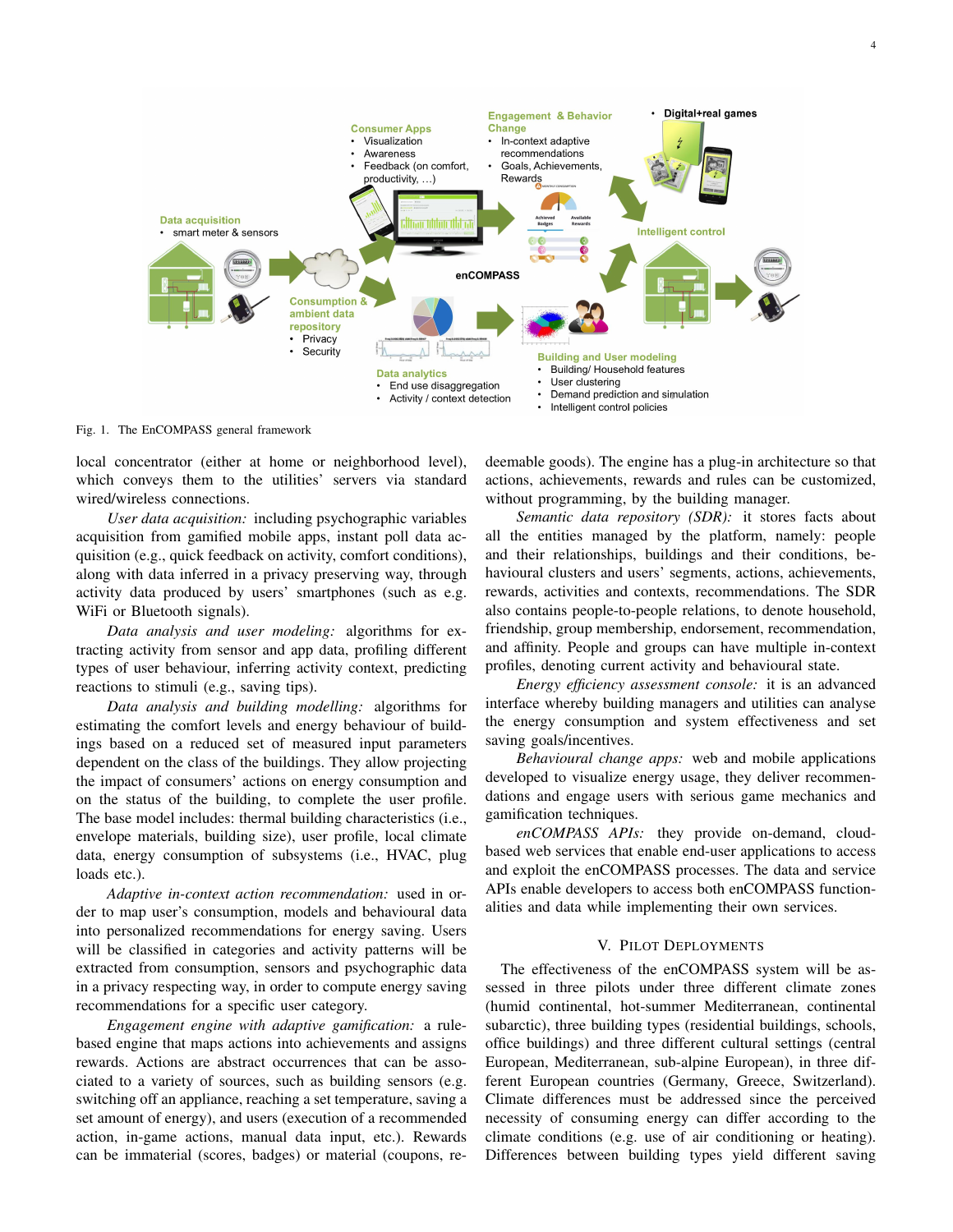Data acquisition
- smart meter & sensors

Consumer Apps
- Visualization
- Awareness
- Feedback (on comfort, productivity, ...)

Engagement & Behavior Change
- In-context adaptive recommendations
- Goals, Achievements, Rewards

- Digital+real games

Intelligent control

enCOMPASS

Consumption & ambient data repository
- Privacy
- Security

Data analytics
- End use disaggregation
- Activity / context detection

Building and User modeling
- Building/ Household features
- User clustering
- Demand prediction and simulation
- Intelligent control policies

Fig. 1. The EnCOMPASS general framework

local concentrator (either at home or neighborhood level), which conveys them to the utilities' servers via standard wired/wireless connections.

*User data acquisition:* including psychographic variables acquisition from gamified mobile apps, instant poll data acquisition (e.g., quick feedback on activity, comfort conditions), along with data inferred in a privacy preserving way, through activity data produced by users' smartphones (such as e.g. WiFi or Bluetooth signals).

*Data analysis and user modeling:* algorithms for extracting activity from sensor and app data, profiling different types of user behaviour, inferring activity context, predicting reactions to stimuli (e.g., saving tips).

*Data analysis and building modelling:* algorithms for estimating the comfort levels and energy behaviour of buildings based on a reduced set of measured input parameters dependent on the class of the buildings. They allow projecting the impact of consumers' actions on energy consumption and on the status of the building, to complete the user profile. The base model includes: thermal building characteristics (i.e., envelope materials, building size), user profile, local climate data, energy consumption of subsystems (i.e., HVAC, plug loads etc.).

*Adaptive in-context action recommendation:* used in order to map user's consumption, models and behavioural data into personalized recommendations for energy saving. Users will be classified in categories and activity patterns will be extracted from consumption, sensors and psychographic data in a privacy respecting way, in order to compute energy saving recommendations for a specific user category.

*Engagement engine with adaptive gamification:* a rule-based engine that maps actions into achievements and assigns rewards. Actions are abstract occurrences that can be associated to a variety of sources, such as building sensors (e.g. switching off an appliance, reaching a set temperature, saving a set amount of energy), and users (execution of a recommended action, in-game actions, manual data input, etc.). Rewards can be immaterial (scores, badges) or material (coupons, redeemable goods). The engine has a plug-in architecture so that actions, achievements, rewards and rules can be customized, without programming, by the building manager.

*Semantic data repository (SDR):* it stores facts about all the entities managed by the platform, namely: people and their relationships, buildings and their conditions, behavioural clusters and users' segments, actions, achievements, rewards, activities and contexts, recommendations. The SDR also contains people-to-people relations, to denote household, friendship, group membership, endorsement, recommendation, and affinity. People and groups can have multiple in-context profiles, denoting current activity and behavioural state.

*Energy efficiency assessment console:* it is an advanced interface whereby building managers and utilities can analyse the energy consumption and system effectiveness and set saving goals/incentives.

*Behavioural change apps:* web and mobile applications developed to visualize energy usage, they deliver recommendations and engage users with serious game mechanics and gamification techniques.

*enCOMPASS APIs:* they provide on-demand, cloud-based web services that enable end-user applications to access and exploit the enCOMPASS processes. The data and service APIs enable developers to access both enCOMPASS functionalities and data while implementing their own services.

## V. Pilot Deployments

The effectiveness of the enCOMPASS system will be assessed in three pilots under three different climate zones (humid continental, hot-summer Mediterranean, continental subarctic), three building types (residential buildings, schools, office buildings) and three different cultural settings (central European, Mediterranean, sub-alpine European), in three different European countries (Germany, Greece, Switzerland). Climate differences must be addressed since the perceived necessity of consuming energy can differ according to the climate conditions (e.g. use of air conditioning or heating). Differences between building types yield different saving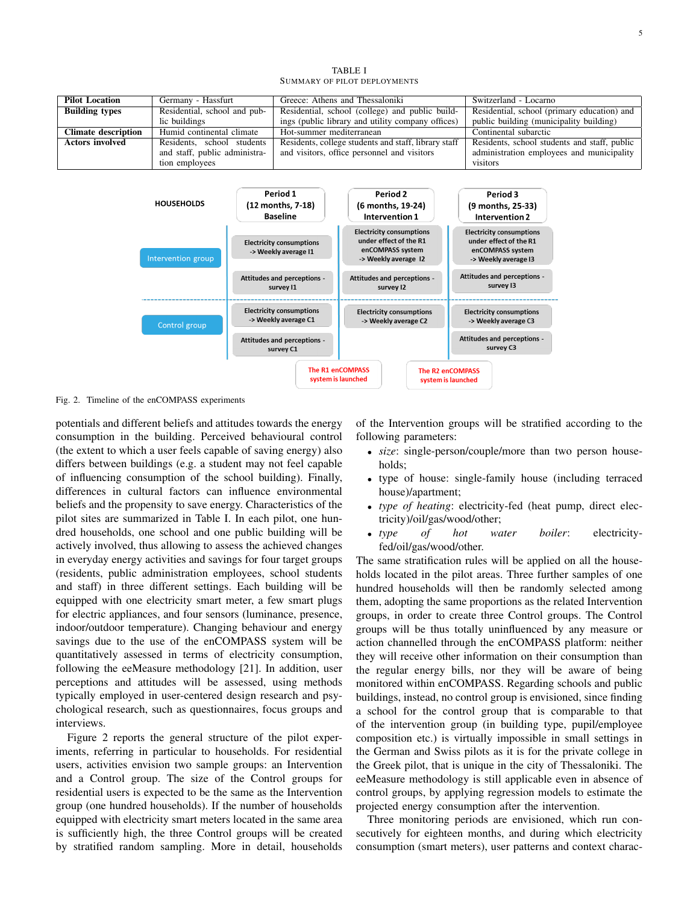TABLE I
SUMMARY OF PILOT DEPLOYMENTS

| **Pilot Location** | Germany - Hassfurt | Greece: Athens and Thessaloniki | Switzerland - Locarno |
|---|---|---|---|
| **Building types** | Residential, school and public buildings | Residential, school (college) and public buildings (public library and utility company offices) | Residential, school (primary education) and public building (municipality building) |
| **Climate description** | Humid continental climate | Hot-summer mediterranean | Continental subarctic |
| **Actors involved** | Residents, school students and staff, public administration employees | Residents, college students and staff, library staff and visitors, office personnel and visitors | Residents, school students and staff, public administration employees and municipality visitors |

HOUSEHOLDS

Period 1 (12 months, 7-18) Baseline

Period 2 (6 months, 19-24) Intervention 1

Period 3 (9 months, 25-33) Intervention 2

Intervention group

Electricity consumptions -> Weekly average I1

Attitudes and perceptions - survey I1

Electricity consumptions under effect of the R1 enCOMPASS system -> Weekly average I2

Attitudes and perceptions - survey I2

Electricity consumptions under effect of the R1 enCOMPASS system -> Weekly average I3

Attitudes and perceptions - survey I3

Control group

Electricity consumptions -> Weekly average C1

Attitudes and perceptions - survey C1

Electricity consumptions -> Weekly average C2

Electricity consumptions -> Weekly average C3

Attitudes and perceptions - survey C3

The R1 enCOMPASS system is launched

The R2 enCOMPASS system is launched

Fig. 2. Timeline of the enCOMPASS experiments

potentials and different beliefs and attitudes towards the energy consumption in the building. Perceived behavioural control (the extent to which a user feels capable of saving energy) also differs between buildings (e.g. a student may not feel capable of influencing consumption of the school building). Finally, differences in cultural factors can influence environmental beliefs and the propensity to save energy. Characteristics of the pilot sites are summarized in Table I. In each pilot, one hundred households, one school and one public building will be actively involved, thus allowing to assess the achieved changes in everyday energy activities and savings for four target groups (residents, public administration employees, school students and staff) in three different settings. Each building will be equipped with one electricity smart meter, a few smart plugs for electric appliances, and four sensors (luminance, presence, indoor/outdoor temperature). Changing behaviour and energy savings due to the use of the enCOMPASS system will be quantitatively assessed in terms of electricity consumption, following the eeMeasure methodology [21]. In addition, user perceptions and attitudes will be assessed, using methods typically employed in user-centered design research and psychological research, such as questionnaires, focus groups and interviews.

Figure 2 reports the general structure of the pilot experiments, referring in particular to households. For residential users, activities envision two sample groups: an Intervention and a Control group. The size of the Control groups for residential users is expected to be the same as the Intervention group (one hundred households). If the number of households equipped with electricity smart meters located in the same area is sufficiently high, the three Control groups will be created by stratified random sampling. More in detail, households of the Intervention groups will be stratified according to the following parameters:

- *size*: single-person/couple/more than two person households;
- type of house: single-family house (including terraced house)/apartment;
- *type of heating*: electricity-fed (heat pump, direct electricity)/oil/gas/wood/other;
- *type of hot water boiler*: electricity-fed/oil/gas/wood/other.

The same stratification rules will be applied on all the households located in the pilot areas. Three further samples of one hundred households will then be randomly selected among them, adopting the same proportions as the related Intervention groups, in order to create three Control groups. The Control groups will be thus totally uninfluenced by any measure or action channelled through the enCOMPASS platform: neither they will receive other information on their consumption than the regular energy bills, nor they will be aware of being monitored within enCOMPASS. Regarding schools and public buildings, instead, no control group is envisioned, since finding a school for the control group that is comparable to that of the intervention group (in building type, pupil/employee composition etc.) is virtually impossible in small settings in the German and Swiss pilots as it is for the private college in the Greek pilot, that is unique in the city of Thessaloniki. The eeMeasure methodology is still applicable even in absence of control groups, by applying regression models to estimate the projected energy consumption after the intervention.

Three monitoring periods are envisioned, which run consecutively for eighteen months, and during which electricity consumption (smart meters), user patterns and context charac-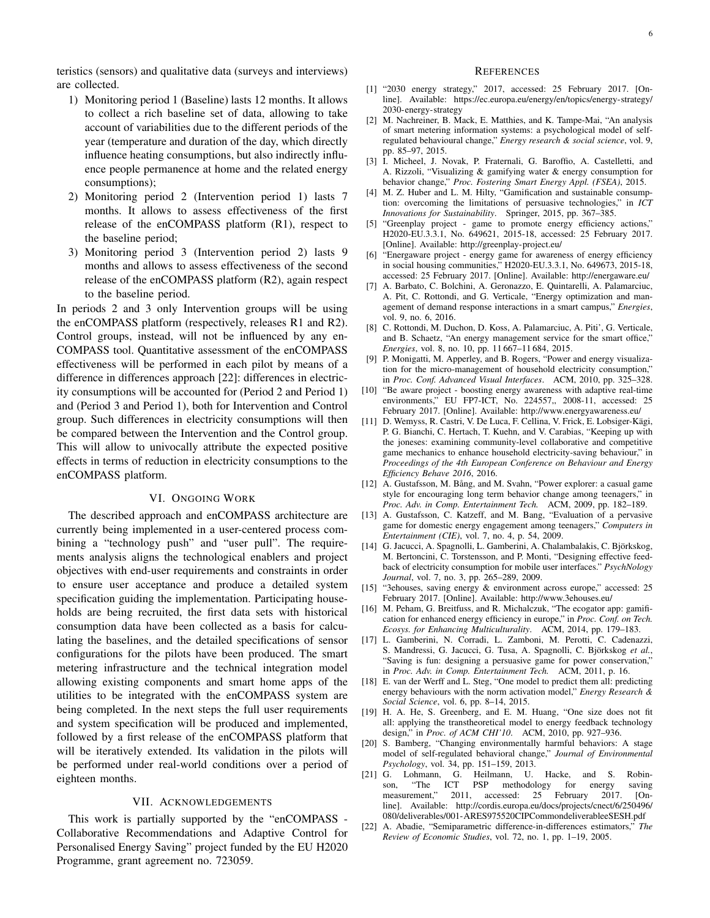teristics (sensors) and qualitative data (surveys and interviews) are collected.

1) Monitoring period 1 (Baseline) lasts 12 months. It allows to collect a rich baseline set of data, allowing to take account of variabilities due to the different periods of the year (temperature and duration of the day, which directly influence heating consumptions, but also indirectly influence people permanence at home and the related energy consumptions);
2) Monitoring period 2 (Intervention period 1) lasts 7 months. It allows to assess effectiveness of the first release of the enCOMPASS platform (R1), respect to the baseline period;
3) Monitoring period 3 (Intervention period 2) lasts 9 months and allows to assess effectiveness of the second release of the enCOMPASS platform (R2), again respect to the baseline period.

In periods 2 and 3 only Intervention groups will be using the enCOMPASS platform (respectively, releases R1 and R2). Control groups, instead, will not be influenced by any enCOMPASS tool. Quantitative assessment of the enCOMPASS effectiveness will be performed in each pilot by means of a difference in differences approach [22]: differences in electricity consumptions will be accounted for (Period 2 and Period 1) and (Period 3 and Period 1), both for Intervention and Control group. Such differences in electricity consumptions will then be compared between the Intervention and the Control group. This will allow to univocally attribute the expected positive effects in terms of reduction in electricity consumptions to the enCOMPASS platform.

## VI. Ongoing Work

The described approach and enCOMPASS architecture are currently being implemented in a user-centered process combining a "technology push" and "user pull". The requirements analysis aligns the technological enablers and project objectives with end-user requirements and constraints in order to ensure user acceptance and produce a detailed system specification guiding the implementation. Participating households are being recruited, the first data sets with historical consumption data have been collected as a basis for calculating the baselines, and the detailed specifications of sensor configurations for the pilots have been produced. The smart metering infrastructure and the technical integration model allowing existing components and smart home apps of the utilities to be integrated with the enCOMPASS system are being completed. In the next steps the full user requirements and system specification will be produced and implemented, followed by a first release of the enCOMPASS platform that will be iteratively extended. Its validation in the pilots will be performed under real-world conditions over a period of eighteen months.

## VII. Acknowledgements

This work is partially supported by the "enCOMPASS - Collaborative Recommendations and Adaptive Control for Personalised Energy Saving" project funded by the EU H2020 Programme, grant agreement no. 723059.

## References

[1] "2030 energy strategy," 2017, accessed: 25 February 2017. [Online]. Available: https://ec.europa.eu/energy/en/topics/energy-strategy/2030-energy-strategy

[2] M. Nachreiner, B. Mack, E. Matthies, and K. Tampe-Mai, "An analysis of smart metering information systems: a psychological model of self-regulated behavioural change," *Energy research & social science*, vol. 9, pp. 85–97, 2015.

[3] I. Micheel, J. Novak, P. Fraternali, G. Baroffio, A. Castelletti, and A. Rizzoli, "Visualizing & gamifying water & energy consumption for behavior change," *Proc. Fostering Smart Energy Appl. (FSEA)*, 2015.

[4] M. Z. Huber and L. M. Hilty, "Gamification and sustainable consumption: overcoming the limitations of persuasive technologies," in *ICT Innovations for Sustainability*. Springer, 2015, pp. 367–385.

[5] "Greenplay project - game to promote energy efficiency actions," H2020-EU.3.3.1, No. 649621, 2015-18, accessed: 25 February 2017. [Online]. Available: http://greenplay-project.eu/

[6] "Energaware project - energy game for awareness of energy efficiency in social housing communities," H2020-EU.3.3.1, No. 649673, 2015-18, accessed: 25 February 2017. [Online]. Available: http://energaware.eu/

[7] A. Barbato, C. Bolchini, A. Geronazzo, E. Quintarelli, A. Palamarciuc, A. Pit, C. Rottondi, and G. Verticale, "Energy optimization and management of demand response interactions in a smart campus," *Energies*, vol. 9, no. 6, 2016.

[8] C. Rottondi, M. Duchon, D. Koss, A. Palamarciuc, A. Piti', G. Verticale, and B. Schaetz, "An energy management service for the smart office," *Energies*, vol. 8, no. 10, pp. 11 667–11 684, 2015.

[9] P. Monigatti, M. Apperley, and B. Rogers, "Power and energy visualization for the micro-management of household electricity consumption," in *Proc. Conf. Advanced Visual Interfaces*. ACM, 2010, pp. 325–328.

[10] "Be aware project - boosting energy awareness with adaptive real-time environments," EU FP7-ICT, No. 224557,, 2008-11, accessed: 25 February 2017. [Online]. Available: http://www.energyawareness.eu/

[11] D. Wemyss, R. Castri, V. De Luca, F. Cellina, V. Frick, E. Lobsiger-Kägi, P. G. Bianchi, C. Hertach, T. Kuehn, and V. Carabias, "Keeping up with the joneses: examining community-level collaborative and competitive game mechanics to enhance household electricity-saving behaviour," in *Proceedings of the 4th European Conference on Behaviour and Energy Efficiency Behave 2016*, 2016.

[12] A. Gustafsson, M. Bång, and M. Svahn, "Power explorer: a casual game style for encouraging long term behavior change among teenagers," in *Proc. Adv. in Comp. Entertainment Tech.* ACM, 2009, pp. 182–189.

[13] A. Gustafsson, C. Katzeff, and M. Bang, "Evaluation of a pervasive game for domestic energy engagement among teenagers," *Computers in Entertainment (CIE)*, vol. 7, no. 4, p. 54, 2009.

[14] G. Jacucci, A. Spagnolli, L. Gamberini, A. Chalambalakis, C. Björkskog, M. Bertoncini, C. Torstensson, and P. Monti, "Designing effective feedback of electricity consumption for mobile user interfaces," *PsychNology Journal*, vol. 7, no. 3, pp. 265–289, 2009.

[15] "3ehouses, saving energy & environment across europe," accessed: 25 February 2017. [Online]. Available: http://www.3ehouses.eu/

[16] M. Peham, G. Breitfuss, and R. Michalczuk, "The ecogator app: gamification for enhanced energy efficiency in europe," in *Proc. Conf. on Tech. Ecosys. for Enhancing Multiculturality*. ACM, 2014, pp. 179–183.

[17] L. Gamberini, N. Corradi, L. Zamboni, M. Perotti, C. Cadenazzi, S. Mandressi, G. Jacucci, G. Tusa, A. Spagnolli, C. Björkskog *et al.*, "Saving is fun: designing a persuasive game for power conservation," in *Proc. Adv. in Comp. Entertainment Tech.* ACM, 2011, p. 16.

[18] E. van der Werff and L. Steg, "One model to predict them all: predicting energy behaviours with the norm activation model," *Energy Research & Social Science*, vol. 6, pp. 8–14, 2015.

[19] H. A. He, S. Greenberg, and E. M. Huang, "One size does not fit all: applying the transtheoretical model to energy feedback technology design," in *Proc. of ACM CHI'10*. ACM, 2010, pp. 927–936.

[20] S. Bamberg, "Changing environmentally harmful behaviors: A stage model of self-regulated behavioral change," *Journal of Environmental Psychology*, vol. 34, pp. 151–159, 2013.

[21] G. Lohmann, G. Heilmann, U. Hacke, and S. Robinson, "The ICT PSP methodology for energy saving measurement," 2011, accessed: 25 February 2017. [Online]. Available: http://cordis.europa.eu/docs/projects/cnect/6/250496/080/deliverables/001-ARES975520CIPCommondeliverableeSESH.pdf

[22] A. Abadie, "Semiparametric difference-in-differences estimators," *The Review of Economic Studies*, vol. 72, no. 1, pp. 1–19, 2005.